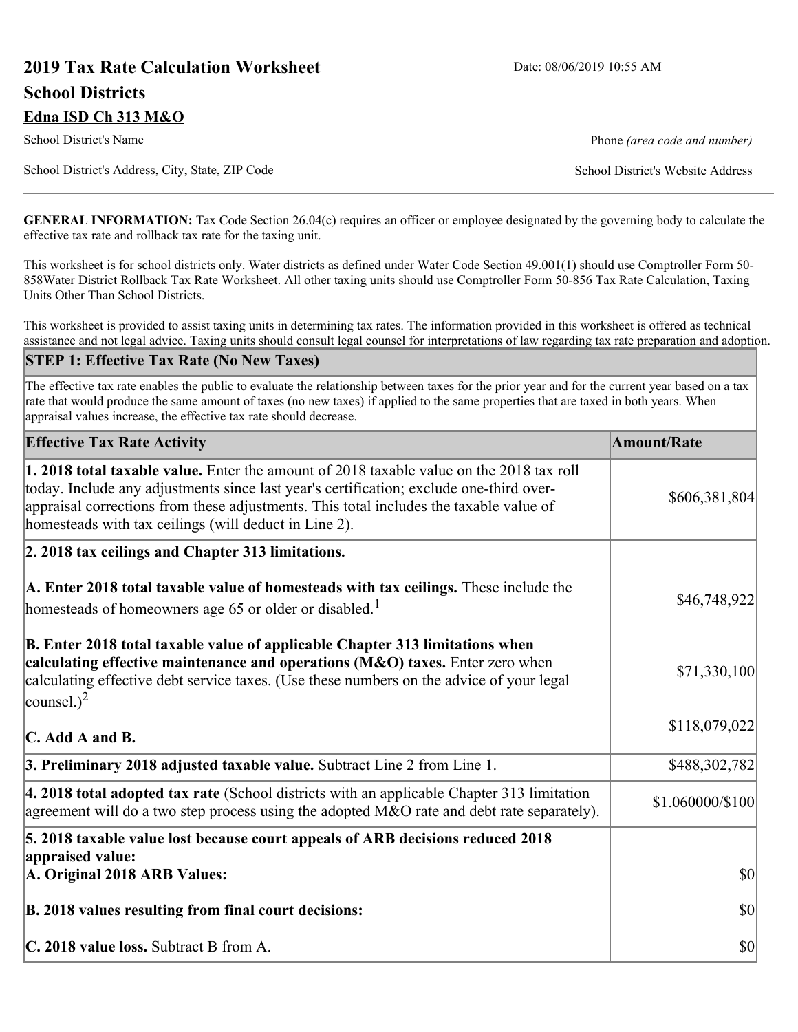# 2019 Tax Rate Calculation Worksheet

Date: 08/06/2019 10:55 AM

## School Districts

**Edna ISD Ch 313 M&O**

School District's Name

Phone *(area code and number)*

School District's Address, City, State, ZIP Code

School District's Website Address

**GENERAL INFORMATION:** Tax Code Section 26.04(c) requires an officer or employee designated by the governing body to calculate the effective tax rate and rollback tax rate for the taxing unit.

This worksheet is for school districts only. Water districts as defined under Water Code Section 49.001(1) should use Comptroller Form 50-858Water District Rollback Tax Rate Worksheet. All other taxing units should use Comptroller Form 50-856 Tax Rate Calculation, Taxing Units Other Than School Districts.

This worksheet is provided to assist taxing units in determining tax rates. The information provided in this worksheet is offered as technical assistance and not legal advice. Taxing units should consult legal counsel for interpretations of law regarding tax rate preparation and adoption.

### STEP 1: Effective Tax Rate (No New Taxes)

The effective tax rate enables the public to evaluate the relationship between taxes for the prior year and for the current year based on a tax rate that would produce the same amount of taxes (no new taxes) if applied to the same properties that are taxed in both years. When appraisal values increase, the effective tax rate should decrease.

| Effective Tax Rate Activity | Amount/Rate |
|---|---|
| **1. 2018 total taxable value.** Enter the amount of 2018 taxable value on the 2018 tax roll today. Include any adjustments since last year's certification; exclude one-third over-appraisal corrections from these adjustments. This total includes the taxable value of homesteads with tax ceilings (will deduct in Line 2). | $606,381,804 |
| **2. 2018 tax ceilings and Chapter 313 limitations.** | |
| **A. Enter 2018 total taxable value of homesteads with tax ceilings.** These include the homesteads of homeowners age 65 or older or disabled.[1] | $46,748,922 |
| **B. Enter 2018 total taxable value of applicable Chapter 313 limitations when calculating effective maintenance and operations (M&O) taxes.** Enter zero when calculating effective debt service taxes. (Use these numbers on the advice of your legal counsel.)[2] | $71,330,100 |
| **C. Add A and B.** | $118,079,022 |
| **3. Preliminary 2018 adjusted taxable value.** Subtract Line 2 from Line 1. | $488,302,782 |
| **4. 2018 total adopted tax rate** (School districts with an applicable Chapter 313 limitation agreement will do a two step process using the adopted M&O rate and debt rate separately). | $1.060000/$100 |
| **5. 2018 taxable value lost because court appeals of ARB decisions reduced 2018 appraised value:** | |
| **A. Original 2018 ARB Values:** | $0 |
| **B. 2018 values resulting from final court decisions:** | $0 |
| **C. 2018 value loss.** Subtract B from A. | $0 |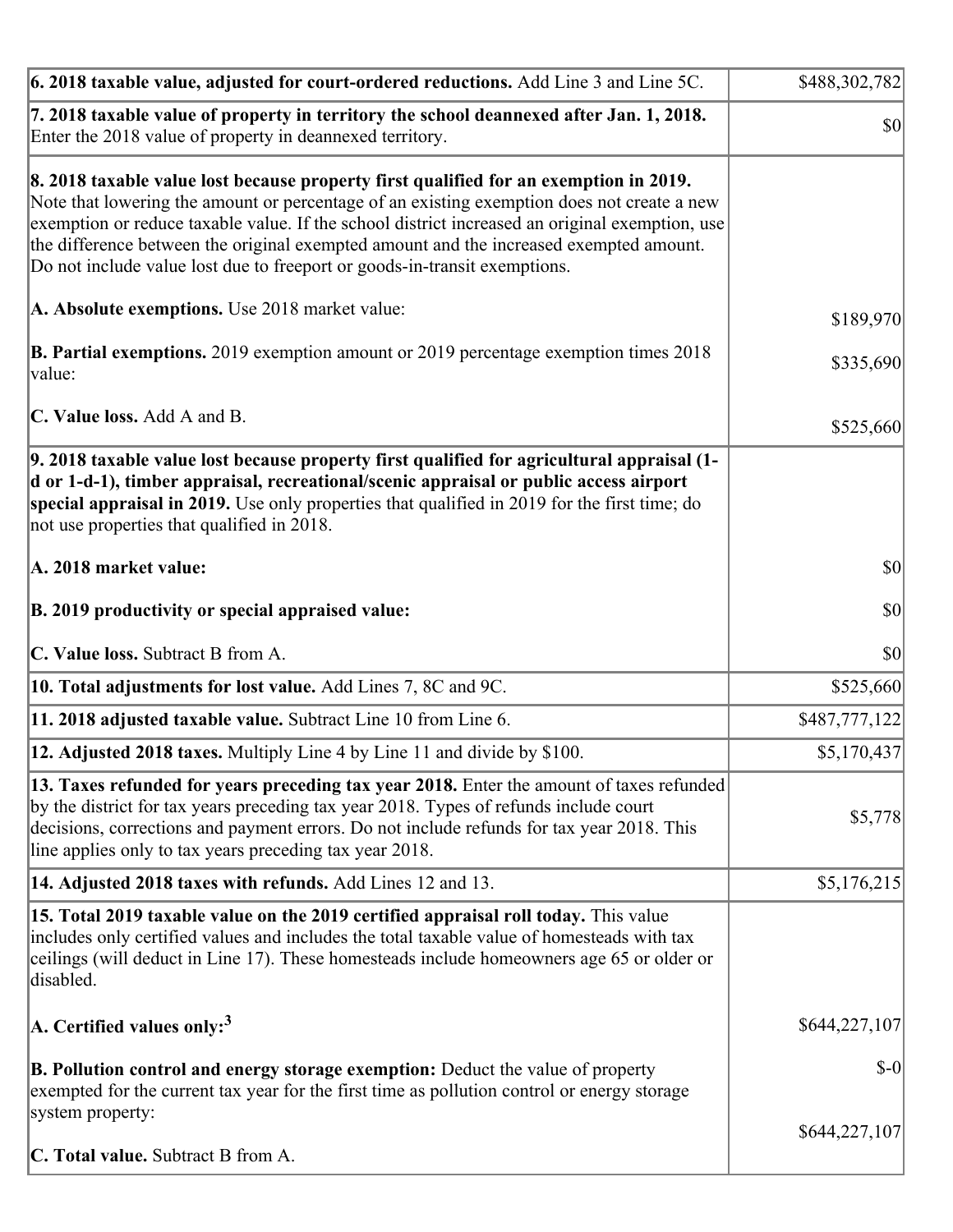| | |
|---|---|
| **6. 2018 taxable value, adjusted for court-ordered reductions.** Add Line 3 and Line 5C. | $488,302,782 |
| **7. 2018 taxable value of property in territory the school deannexed after Jan. 1, 2018.** Enter the 2018 value of property in deannexed territory. | $0 |
| **8. 2018 taxable value lost because property first qualified for an exemption in 2019.** Note that lowering the amount or percentage of an existing exemption does not create a new exemption or reduce taxable value. If the school district increased an original exemption, use the difference between the original exempted amount and the increased exempted amount. Do not include value lost due to freeport or goods-in-transit exemptions.<br><br>**A. Absolute exemptions.** Use 2018 market value:<br><br>**B. Partial exemptions.** 2019 exemption amount or 2019 percentage exemption times 2018 value:<br><br>**C. Value loss.** Add A and B. | <br><br><br><br><br>$189,970<br><br>$335,690<br><br>$525,660 |
| **9. 2018 taxable value lost because property first qualified for agricultural appraisal (1-d or 1-d-1), timber appraisal, recreational/scenic appraisal or public access airport special appraisal in 2019.** Use only properties that qualified in 2019 for the first time; do not use properties that qualified in 2018.<br><br>**A. 2018 market value:**<br><br>**B. 2019 productivity or special appraised value:**<br><br>**C. Value loss.** Subtract B from A. | <br><br><br><br>$0<br><br>$0<br><br>$0 |
| **10. Total adjustments for lost value.** Add Lines 7, 8C and 9C. | $525,660 |
| **11. 2018 adjusted taxable value.** Subtract Line 10 from Line 6. | $487,777,122 |
| **12. Adjusted 2018 taxes.** Multiply Line 4 by Line 11 and divide by $100. | $5,170,437 |
| **13. Taxes refunded for years preceding tax year 2018.** Enter the amount of taxes refunded by the district for tax years preceding tax year 2018. Types of refunds include court decisions, corrections and payment errors. Do not include refunds for tax year 2018. This line applies only to tax years preceding tax year 2018. | $5,778 |
| **14. Adjusted 2018 taxes with refunds.** Add Lines 12 and 13. | $5,176,215 |
| **15. Total 2019 taxable value on the 2019 certified appraisal roll today.** This value includes only certified values and includes the total taxable value of homesteads with tax ceilings (will deduct in Line 17). These homesteads include homeowners age 65 or older or disabled.<br><br>**A. Certified values only:**[3]<br><br>**B. Pollution control and energy storage exemption:** Deduct the value of property exempted for the current tax year for the first time as pollution control or energy storage system property:<br><br>**C. Total value.** Subtract B from A. | <br><br><br><br>$644,227,107<br><br>$-0<br><br>$644,227,107 |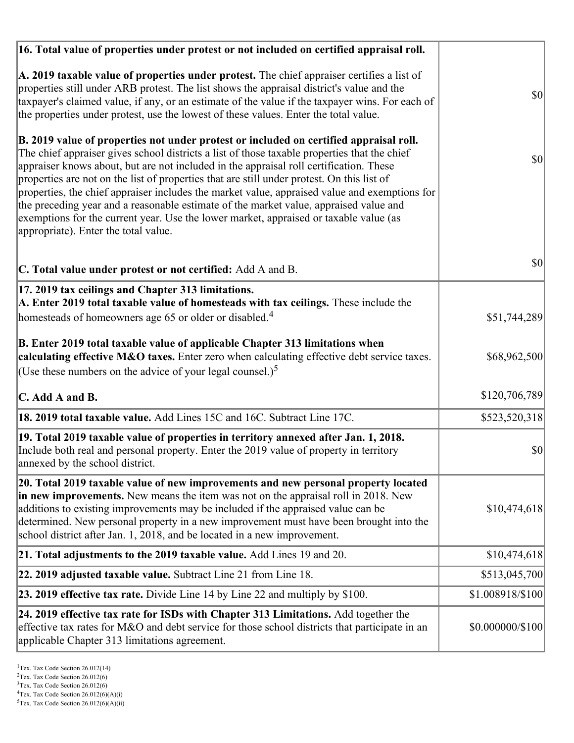| | |
|---|---|
| **16. Total value of properties under protest or not included on certified appraisal roll.** | |
| **A. 2019 taxable value of properties under protest.** The chief appraiser certifies a list of properties still under ARB protest. The list shows the appraisal district's value and the taxpayer's claimed value, if any, or an estimate of the value if the taxpayer wins. For each of the properties under protest, use the lowest of these values. Enter the total value. | $0 |
| **B. 2019 value of properties not under protest or included on certified appraisal roll.** The chief appraiser gives school districts a list of those taxable properties that the chief appraiser knows about, but are not included in the appraisal roll certification. These properties are not on the list of properties that are still under protest. On this list of properties, the chief appraiser includes the market value, appraised value and exemptions for the preceding year and a reasonable estimate of the market value, appraised value and exemptions for the current year. Use the lower market, appraised or taxable value (as appropriate). Enter the total value. | $0 |
| **C. Total value under protest or not certified:** Add A and B. | $0 |
| **17. 2019 tax ceilings and Chapter 313 limitations.** | |
| **A. Enter 2019 total taxable value of homesteads with tax ceilings.** These include the homesteads of homeowners age 65 or older or disabled.[4] | $51,744,289 |
| **B. Enter 2019 total taxable value of applicable Chapter 313 limitations when calculating effective M&O taxes.** Enter zero when calculating effective debt service taxes. (Use these numbers on the advice of your legal counsel.)[5] | $68,962,500 |
| **C. Add A and B.** | $120,706,789 |
| **18. 2019 total taxable value.** Add Lines 15C and 16C. Subtract Line 17C. | $523,520,318 |
| **19. Total 2019 taxable value of properties in territory annexed after Jan. 1, 2018.** Include both real and personal property. Enter the 2019 value of property in territory annexed by the school district. | $0 |
| **20. Total 2019 taxable value of new improvements and new personal property located in new improvements.** New means the item was not on the appraisal roll in 2018. New additions to existing improvements may be included if the appraised value can be determined. New personal property in a new improvement must have been brought into the school district after Jan. 1, 2018, and be located in a new improvement. | $10,474,618 |
| **21. Total adjustments to the 2019 taxable value.** Add Lines 19 and 20. | $10,474,618 |
| **22. 2019 adjusted taxable value.** Subtract Line 21 from Line 18. | $513,045,700 |
| **23. 2019 effective tax rate.** Divide Line 14 by Line 22 and multiply by $100. | $1.008918/$100 |
| **24. 2019 effective tax rate for ISDs with Chapter 313 Limitations.** Add together the effective tax rates for M&O and debt service for those school districts that participate in an applicable Chapter 313 limitations agreement. | $0.000000/$100 |

[1]Tex. Tax Code Section 26.012(14)
[2]Tex. Tax Code Section 26.012(6)
[3]Tex. Tax Code Section 26.012(6)
[4]Tex. Tax Code Section 26.012(6)(A)(i)
[5]Tex. Tax Code Section 26.012(6)(A)(ii)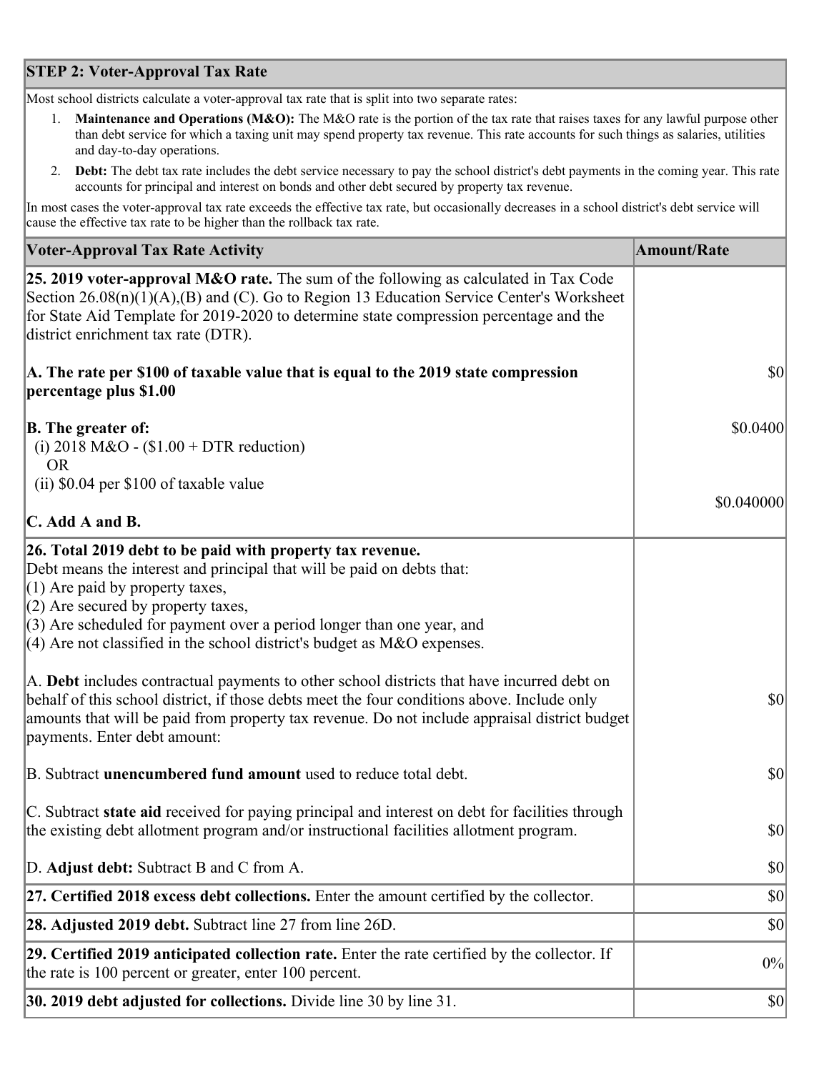## STEP 2: Voter-Approval Tax Rate

Most school districts calculate a voter-approval tax rate that is split into two separate rates:

1. **Maintenance and Operations (M&O):** The M&O rate is the portion of the tax rate that raises taxes for any lawful purpose other than debt service for which a taxing unit may spend property tax revenue. This rate accounts for such things as salaries, utilities and day-to-day operations.
2. **Debt:** The debt tax rate includes the debt service necessary to pay the school district's debt payments in the coming year. This rate accounts for principal and interest on bonds and other debt secured by property tax revenue.

In most cases the voter-approval tax rate exceeds the effective tax rate, but occasionally decreases in a school district's debt service will cause the effective tax rate to be higher than the rollback tax rate.

| Voter-Approval Tax Rate Activity | Amount/Rate |
|---|---|
| **25. 2019 voter-approval M&O rate.** The sum of the following as calculated in Tax Code Section 26.08(n)(1)(A),(B) and (C). Go to Region 13 Education Service Center's Worksheet for State Aid Template for 2019-2020 to determine state compression percentage and the district enrichment tax rate (DTR). | |
| **A. The rate per $100 of taxable value that is equal to the 2019 state compression percentage plus $1.00** | $0 |
| **B. The greater of:** (i) 2018 M&O - ($1.00 + DTR reduction) OR (ii) $0.04 per $100 of taxable value | $0.0400 |
| **C. Add A and B.** | $0.040000 |
| **26. Total 2019 debt to be paid with property tax revenue.** Debt means the interest and principal that will be paid on debts that: (1) Are paid by property taxes, (2) Are secured by property taxes, (3) Are scheduled for payment over a period longer than one year, and (4) Are not classified in the school district's budget as M&O expenses. | |
| A. **Debt** includes contractual payments to other school districts that have incurred debt on behalf of this school district, if those debts meet the four conditions above. Include only amounts that will be paid from property tax revenue. Do not include appraisal district budget payments. Enter debt amount: | $0 |
| B. Subtract **unencumbered fund amount** used to reduce total debt. | $0 |
| C. Subtract **state aid** received for paying principal and interest on debt for facilities through the existing debt allotment program and/or instructional facilities allotment program. | $0 |
| D. **Adjust debt:** Subtract B and C from A. | $0 |
| **27. Certified 2018 excess debt collections.** Enter the amount certified by the collector. | $0 |
| **28. Adjusted 2019 debt.** Subtract line 27 from line 26D. | $0 |
| **29. Certified 2019 anticipated collection rate.** Enter the rate certified by the collector. If the rate is 100 percent or greater, enter 100 percent. | 0% |
| **30. 2019 debt adjusted for collections.** Divide line 30 by line 31. | $0 |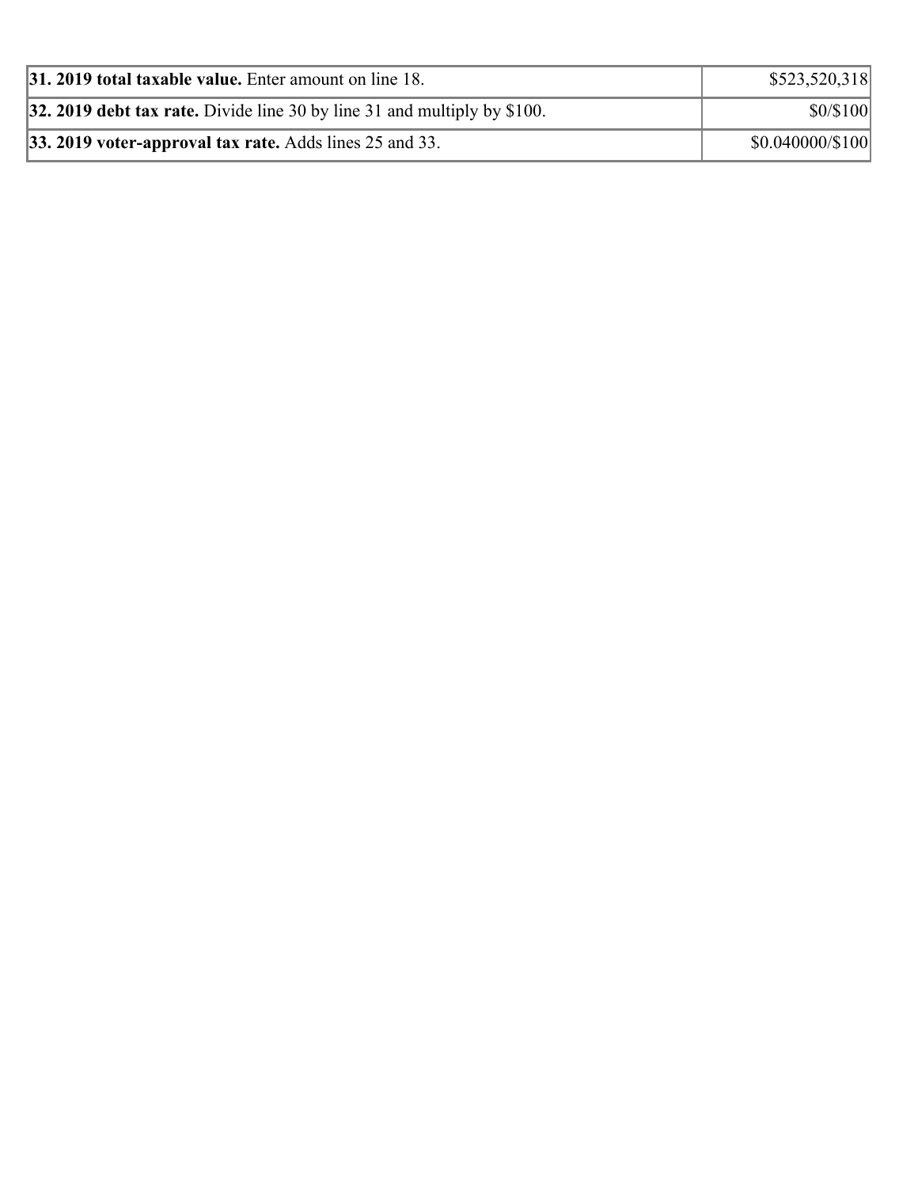| | |
|---|---|
| **31. 2019 total taxable value.** Enter amount on line 18. | $523,520,318 |
| **32. 2019 debt tax rate.** Divide line 30 by line 31 and multiply by $100. | $0/$100 |
| **33. 2019 voter-approval tax rate.** Adds lines 25 and 33. | $0.040000/$100 |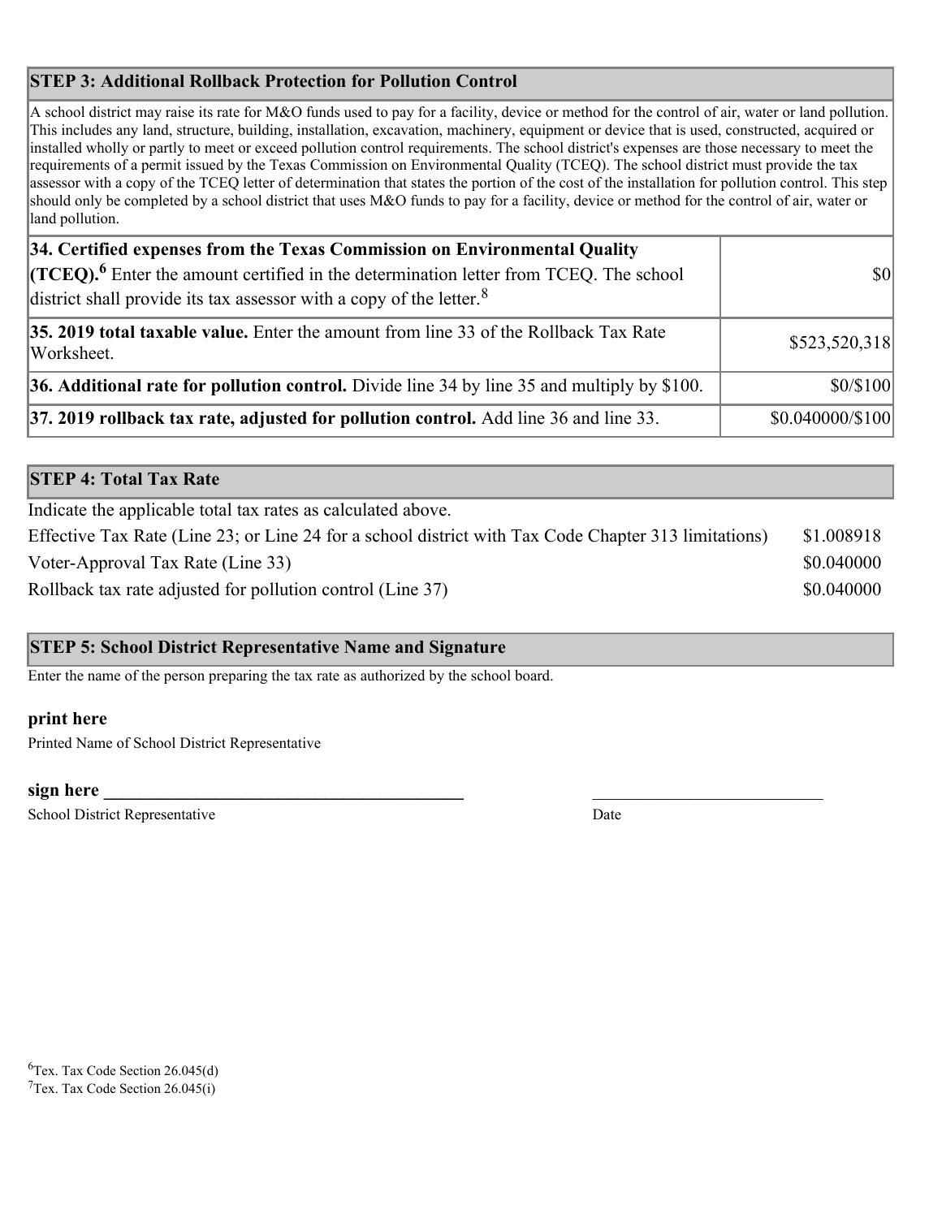## STEP 3: Additional Rollback Protection for Pollution Control

A school district may raise its rate for M&O funds used to pay for a facility, device or method for the control of air, water or land pollution. This includes any land, structure, building, installation, excavation, machinery, equipment or device that is used, constructed, acquired or installed wholly or partly to meet or exceed pollution control requirements. The school district's expenses are those necessary to meet the requirements of a permit issued by the Texas Commission on Environmental Quality (TCEQ). The school district must provide the tax assessor with a copy of the TCEQ letter of determination that states the portion of the cost of the installation for pollution control. This step should only be completed by a school district that uses M&O funds to pay for a facility, device or method for the control of air, water or land pollution.

| | |
|---|---|
| **34. Certified expenses from the Texas Commission on Environmental Quality (TCEQ).**[6] Enter the amount certified in the determination letter from TCEQ. The school district shall provide its tax assessor with a copy of the letter.[8] | $0 |
| **35. 2019 total taxable value.** Enter the amount from line 33 of the Rollback Tax Rate Worksheet. | $523,520,318 |
| **36. Additional rate for pollution control.** Divide line 34 by line 35 and multiply by $100. | $0/$100 |
| **37. 2019 rollback tax rate, adjusted for pollution control.** Add line 36 and line 33. | $0.040000/$100 |

## STEP 4: Total Tax Rate

Indicate the applicable total tax rates as calculated above.

| | |
|---|---|
| Effective Tax Rate (Line 23; or Line 24 for a school district with Tax Code Chapter 313 limitations) | $1.008918 |
| Voter-Approval Tax Rate (Line 33) | $0.040000 |
| Rollback tax rate adjusted for pollution control (Line 37) | $0.040000 |

## STEP 5: School District Representative Name and Signature

Enter the name of the person preparing the tax rate as authorized by the school board.

**print here**

Printed Name of School District Representative

**sign here** ________________________________________ ___________________________

School District Representative Date

[6]Tex. Tax Code Section 26.045(d)

[7]Tex. Tax Code Section 26.045(i)